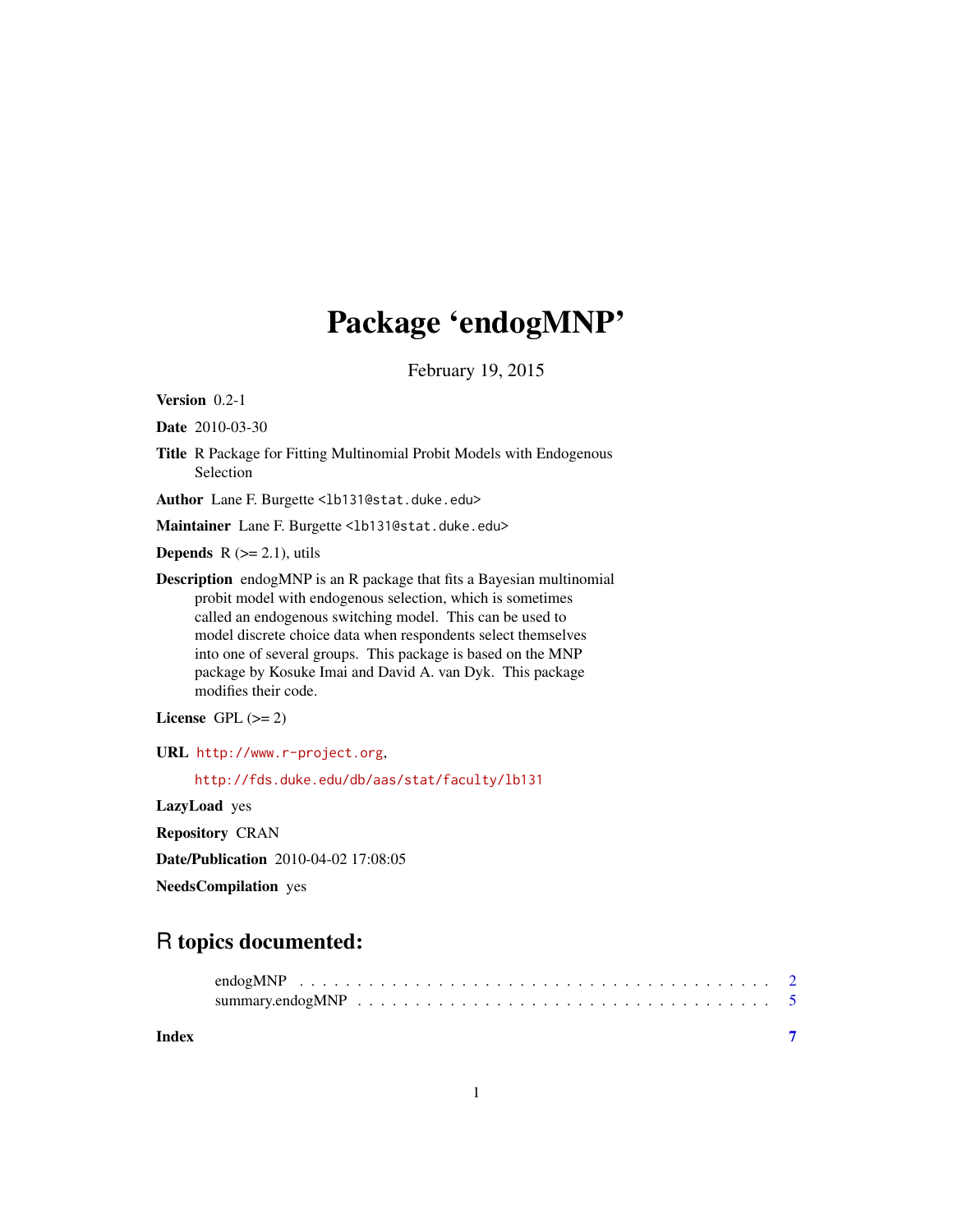# Package 'endogMNP'

February 19, 2015

**Version** 0.2-1

**Date** 2010-03-30

**Title** R Package for Fitting Multinomial Probit Models with Endogenous Selection

**Author** Lane F. Burgette <lb131@stat.duke.edu>

**Maintainer** Lane F. Burgette <lb131@stat.duke.edu>

**Depends** R (>= 2.1), utils

**Description** endogMNP is an R package that fits a Bayesian multinomial probit model with endogenous selection, which is sometimes called an endogenous switching model. This can be used to model discrete choice data when respondents select themselves into one of several groups. This package is based on the MNP package by Kosuke Imai and David A. van Dyk. This package modifies their code.

**License** GPL (>= 2)

**URL** http://www.r-project.org,

http://fds.duke.edu/db/aas/stat/faculty/lb131

**LazyLoad** yes

**Repository** CRAN

**Date/Publication** 2010-04-02 17:08:05

**NeedsCompilation** yes

## R topics documented:

endogMNP . . . . . . . . . . . . . . . . . . . . . . . . . . . . . . . . . . . . . . . . 2
summary.endogMNP . . . . . . . . . . . . . . . . . . . . . . . . . . . . . . . . . . 5

**Index** 7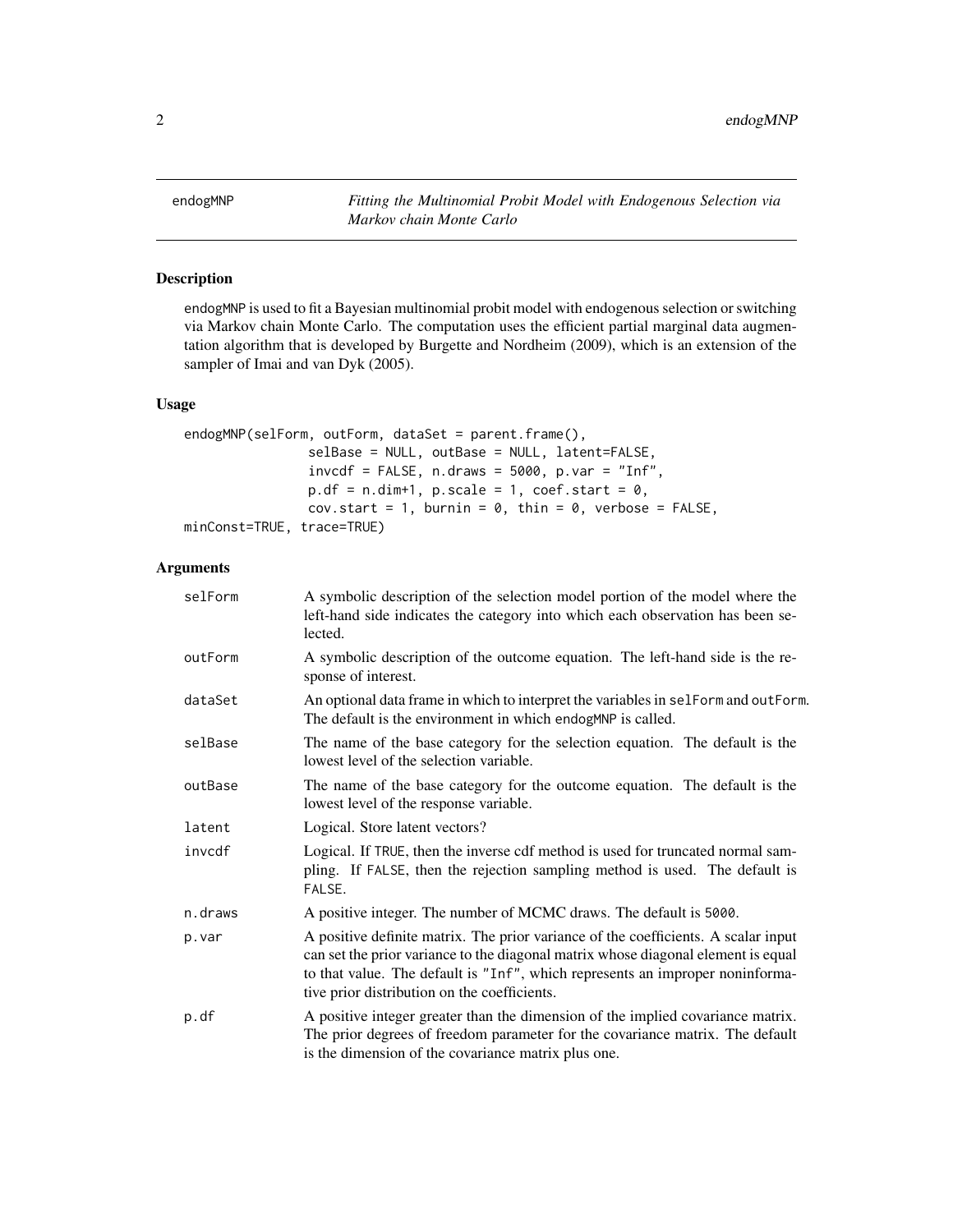endogMNP — *Fitting the Multinomial Probit Model with Endogenous Selection via Markov chain Monte Carlo*

## Description

endogMNP is used to fit a Bayesian multinomial probit model with endogenous selection or switching via Markov chain Monte Carlo. The computation uses the efficient partial marginal data augmentation algorithm that is developed by Burgette and Nordheim (2009), which is an extension of the sampler of Imai and van Dyk (2005).

## Usage

```
endogMNP(selForm, outForm, dataSet = parent.frame(),
               selBase = NULL, outBase = NULL, latent=FALSE,
               invcdf = FALSE, n.draws = 5000, p.var = "Inf",
               p.df = n.dim+1, p.scale = 1, coef.start = 0,
               cov.start = 1, burnin = 0, thin = 0, verbose = FALSE,
minConst=TRUE, trace=TRUE)
```

## Arguments

| | |
|---|---|
| selForm | A symbolic description of the selection model portion of the model where the left-hand side indicates the category into which each observation has been selected. |
| outForm | A symbolic description of the outcome equation. The left-hand side is the response of interest. |
| dataSet | An optional data frame in which to interpret the variables in selForm and outForm. The default is the environment in which endogMNP is called. |
| selBase | The name of the base category for the selection equation. The default is the lowest level of the selection variable. |
| outBase | The name of the base category for the outcome equation. The default is the lowest level of the response variable. |
| latent | Logical. Store latent vectors? |
| invcdf | Logical. If TRUE, then the inverse cdf method is used for truncated normal sampling. If FALSE, then the rejection sampling method is used. The default is FALSE. |
| n.draws | A positive integer. The number of MCMC draws. The default is 5000. |
| p.var | A positive definite matrix. The prior variance of the coefficients. A scalar input can set the prior variance to the diagonal matrix whose diagonal element is equal to that value. The default is "Inf", which represents an improper noninformative prior distribution on the coefficients. |
| p.df | A positive integer greater than the dimension of the implied covariance matrix. The prior degrees of freedom parameter for the covariance matrix. The default is the dimension of the covariance matrix plus one. |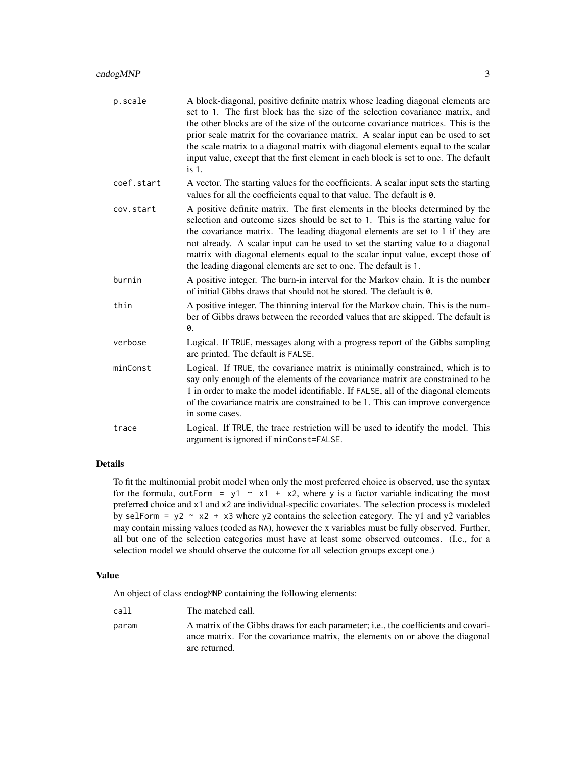p.scale
: A block-diagonal, positive definite matrix whose leading diagonal elements are set to `1`. The first block has the size of the selection covariance matrix, and the other blocks are of the size of the outcome covariance matrices. This is the prior scale matrix for the covariance matrix. A scalar input can be used to set the scale matrix to a diagonal matrix with diagonal elements equal to the scalar input value, except that the first element in each block is set to one. The default is `1`.

coef.start
: A vector. The starting values for the coefficients. A scalar input sets the starting values for all the coefficients equal to that value. The default is `0`.

cov.start
: A positive definite matrix. The first elements in the blocks determined by the selection and outcome sizes should be set to `1`. This is the starting value for the covariance matrix. The leading diagonal elements are set to 1 if they are not already. A scalar input can be used to set the starting value to a diagonal matrix with diagonal elements equal to the scalar input value, except those of the leading diagonal elements are set to one. The default is `1`.

burnin
: A positive integer. The burn-in interval for the Markov chain. It is the number of initial Gibbs draws that should not be stored. The default is `0`.

thin
: A positive integer. The thinning interval for the Markov chain. This is the number of Gibbs draws between the recorded values that are skipped. The default is `0`.

verbose
: Logical. If `TRUE`, messages along with a progress report of the Gibbs sampling are printed. The default is `FALSE`.

minConst
: Logical. If `TRUE`, the covariance matrix is minimally constrained, which is to say only enough of the elements of the covariance matrix are constrained to be 1 in order to make the model identifiable. If `FALSE`, all of the diagonal elements of the covariance matrix are constrained to be 1. This can improve convergence in some cases.

trace
: Logical. If `TRUE`, the trace restriction will be used to identify the model. This argument is ignored if `minConst=FALSE`.

## Details

To fit the multinomial probit model when only the most preferred choice is observed, use the syntax for the formula, `outForm = y1 ~ x1 + x2`, where `y` is a factor variable indicating the most preferred choice and `x1` and `x2` are individual-specific covariates. The selection process is modeled by `selForm = y2 ~ x2 + x3` where `y2` contains the selection category. The `y1` and `y2` variables may contain missing values (coded as `NA`), however the `x` variables must be fully observed. Further, all but one of the selection categories must have at least some observed outcomes. (I.e., for a selection model we should observe the outcome for all selection groups except one.)

## Value

An object of class `endogMNP` containing the following elements:

call
: The matched call.

param
: A matrix of the Gibbs draws for each parameter; i.e., the coefficients and covariance matrix. For the covariance matrix, the elements on or above the diagonal are returned.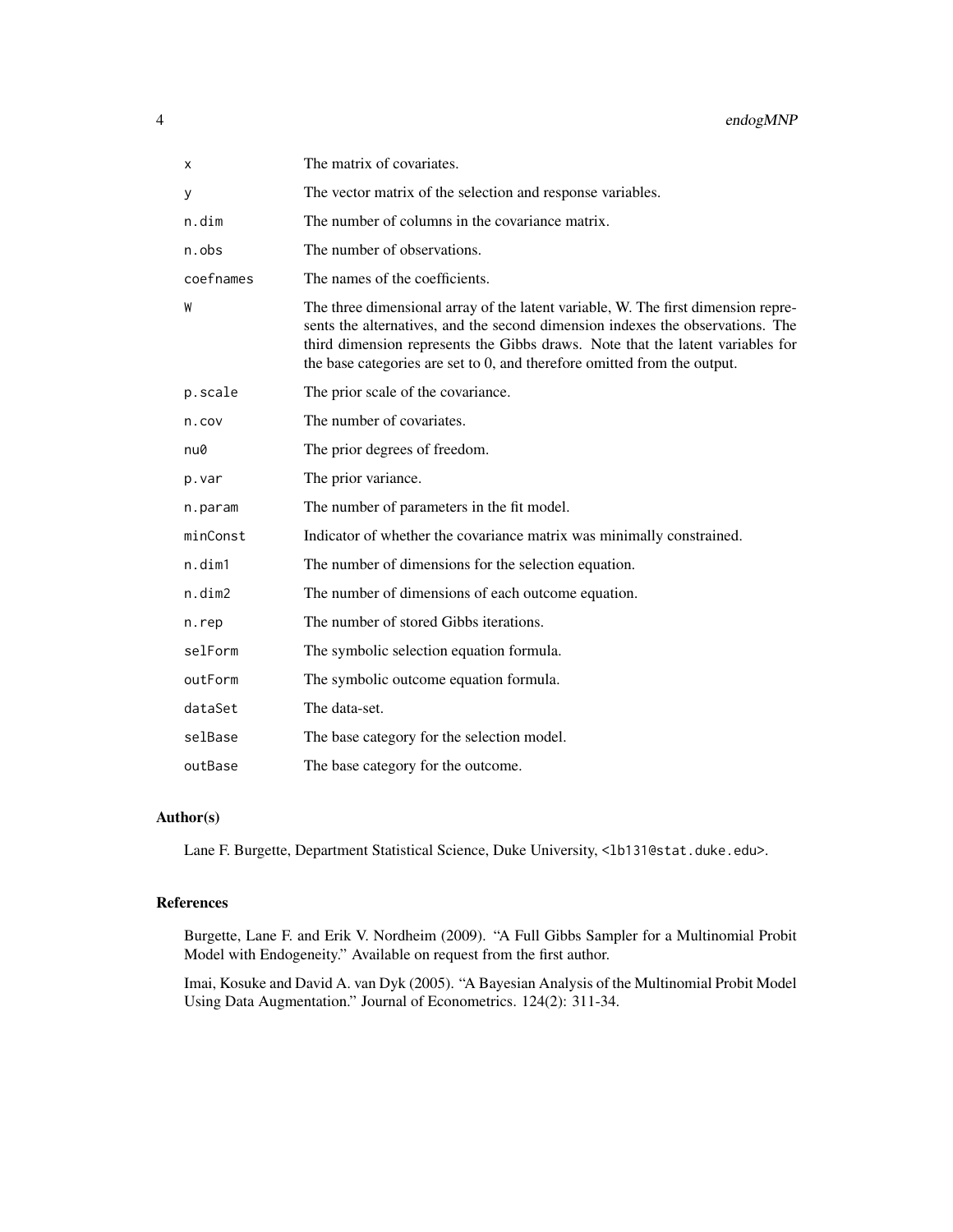| | |
|---|---|
| `x` | The matrix of covariates. |
| `y` | The vector matrix of the selection and response variables. |
| `n.dim` | The number of columns in the covariance matrix. |
| `n.obs` | The number of observations. |
| `coefnames` | The names of the coefficients. |
| `W` | The three dimensional array of the latent variable, W. The first dimension represents the alternatives, and the second dimension indexes the observations. The third dimension represents the Gibbs draws. Note that the latent variables for the base categories are set to 0, and therefore omitted from the output. |
| `p.scale` | The prior scale of the covariance. |
| `n.cov` | The number of covariates. |
| `nu0` | The prior degrees of freedom. |
| `p.var` | The prior variance. |
| `n.param` | The number of parameters in the fit model. |
| `minConst` | Indicator of whether the covariance matrix was minimally constrained. |
| `n.dim1` | The number of dimensions for the selection equation. |
| `n.dim2` | The number of dimensions of each outcome equation. |
| `n.rep` | The number of stored Gibbs iterations. |
| `selForm` | The symbolic selection equation formula. |
| `outForm` | The symbolic outcome equation formula. |
| `dataSet` | The data-set. |
| `selBase` | The base category for the selection model. |
| `outBase` | The base category for the outcome. |

## Author(s)

Lane F. Burgette, Department Statistical Science, Duke University, <lb131@stat.duke.edu>.

## References

Burgette, Lane F. and Erik V. Nordheim (2009). "A Full Gibbs Sampler for a Multinomial Probit Model with Endogeneity." Available on request from the first author.

Imai, Kosuke and David A. van Dyk (2005). "A Bayesian Analysis of the Multinomial Probit Model Using Data Augmentation." Journal of Econometrics. 124(2): 311-34.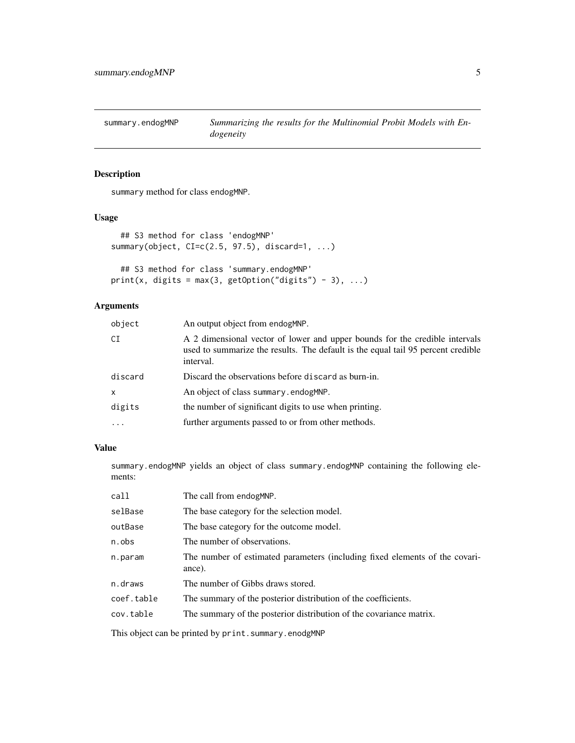# summary.endogMNP — *Summarizing the results for the Multinomial Probit Models with Endogeneity*

## Description

summary method for class endogMNP.

## Usage

```
## S3 method for class 'endogMNP'
summary(object, CI=c(2.5, 97.5), discard=1, ...)

## S3 method for class 'summary.endogMNP'
print(x, digits = max(3, getOption("digits") - 3), ...)
```

## Arguments

| | |
|---|---|
| object | An output object from endogMNP. |
| CI | A 2 dimensional vector of lower and upper bounds for the credible intervals used to summarize the results. The default is the equal tail 95 percent credible interval. |
| discard | Discard the observations before discard as burn-in. |
| x | An object of class summary.endogMNP. |
| digits | the number of significant digits to use when printing. |
| ... | further arguments passed to or from other methods. |

## Value

summary.endogMNP yields an object of class summary.endogMNP containing the following elements:

| | |
|---|---|
| call | The call from endogMNP. |
| selBase | The base category for the selection model. |
| outBase | The base category for the outcome model. |
| n.obs | The number of observations. |
| n.param | The number of estimated parameters (including fixed elements of the covariance). |
| n.draws | The number of Gibbs draws stored. |
| coef.table | The summary of the posterior distribution of the coefficients. |
| cov.table | The summary of the posterior distribution of the covariance matrix. |

This object can be printed by print.summary.enodgMNP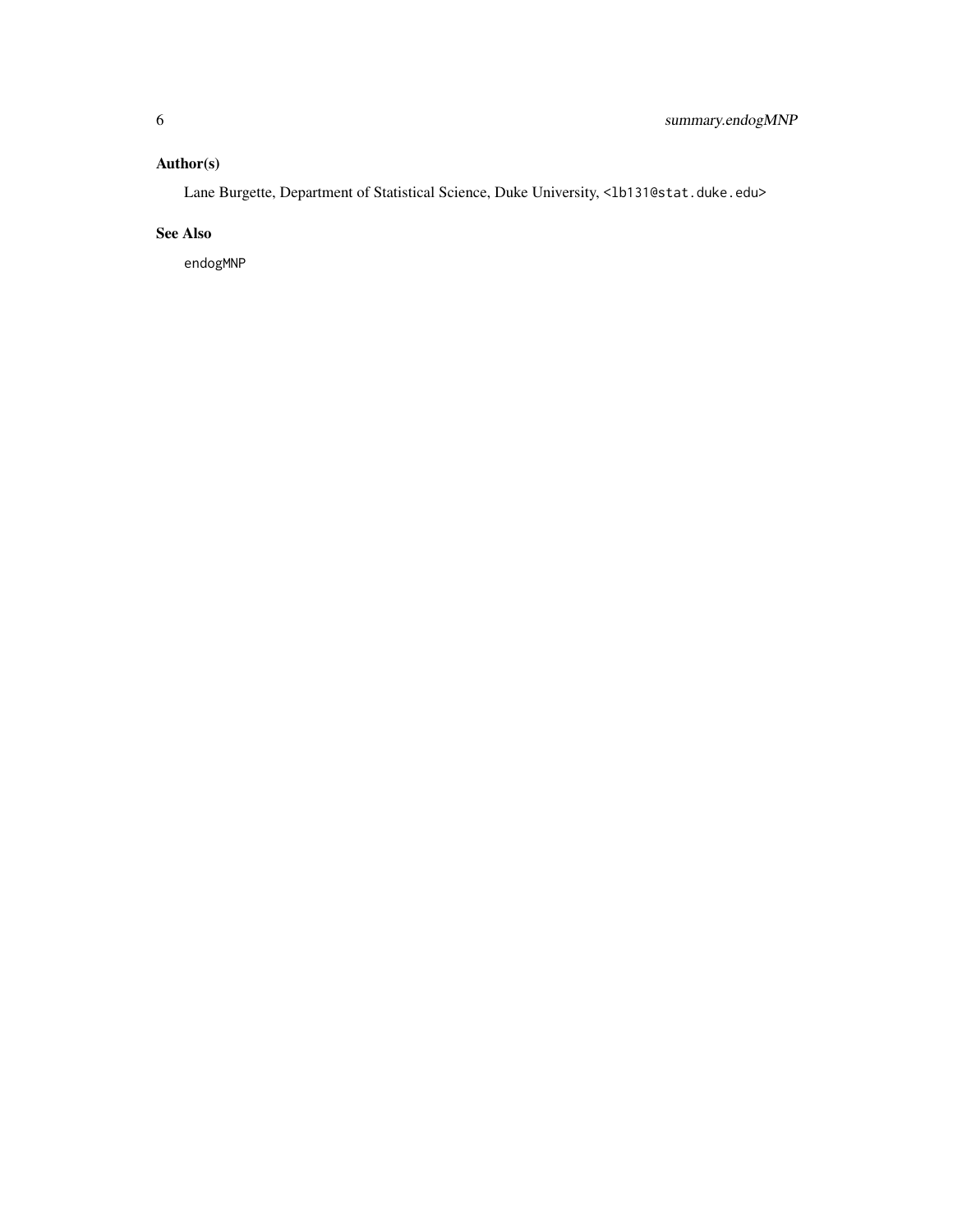## Author(s)

Lane Burgette, Department of Statistical Science, Duke University, `<lb131@stat.duke.edu>`

## See Also

`endogMNP`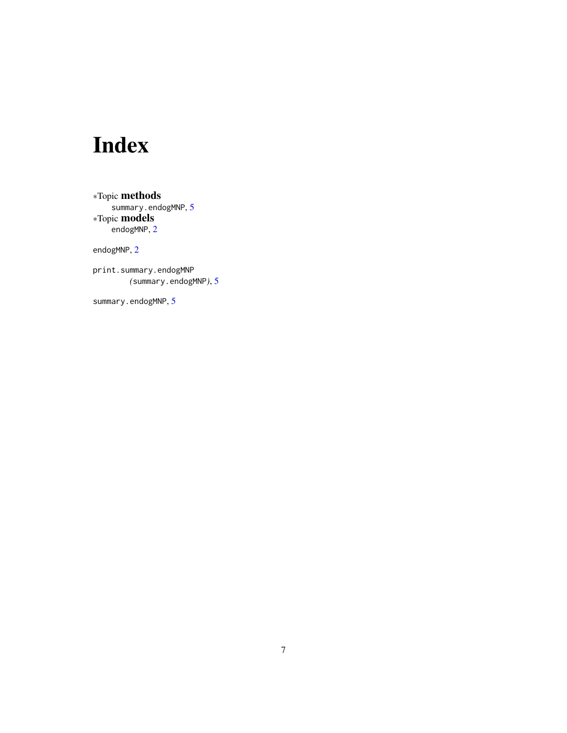# Index

*Topic **methods**
  summary.endogMNP, 5
*Topic **models**
  endogMNP, 2

endogMNP, 2

print.summary.endogMNP
  (summary.endogMNP), 5

summary.endogMNP, 5